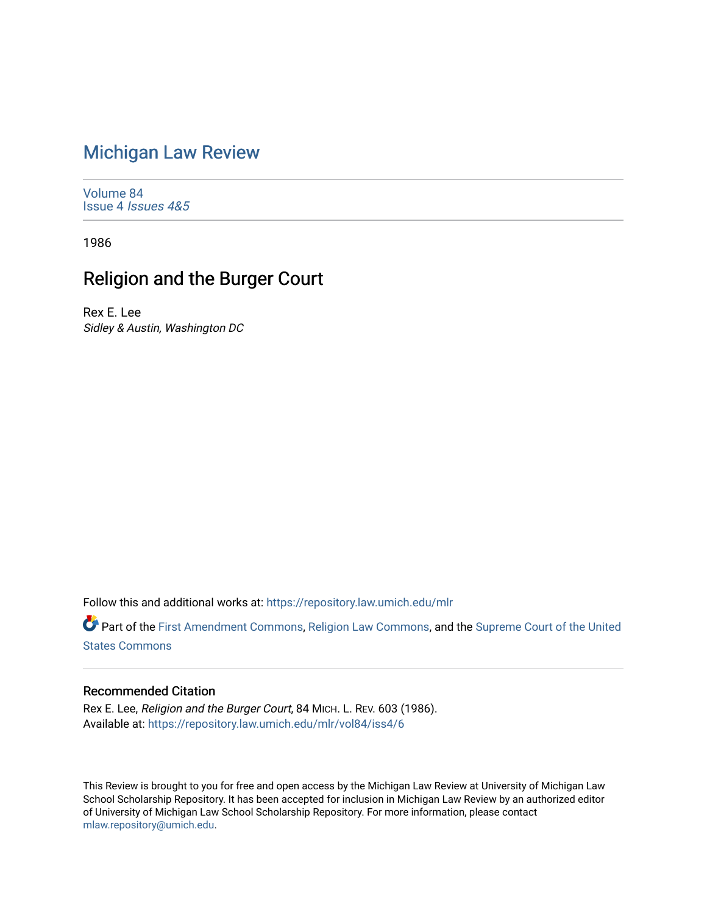# Michigan Law Review

Volume 84
Issue 4 *Issues 4&5*

1986

## Religion and the Burger Court

Rex E. Lee
*Sidley & Austin, Washington DC*

Follow this and additional works at: https://repository.law.umich.edu/mlr

Part of the First Amendment Commons, Religion Law Commons, and the Supreme Court of the United States Commons

### Recommended Citation

Rex E. Lee, *Religion and the Burger Court*, 84 MICH. L. REV. 603 (1986).
Available at: https://repository.law.umich.edu/mlr/vol84/iss4/6

This Review is brought to you for free and open access by the Michigan Law Review at University of Michigan Law School Scholarship Repository. It has been accepted for inclusion in Michigan Law Review by an authorized editor of University of Michigan Law School Scholarship Repository. For more information, please contact mlaw.repository@umich.edu.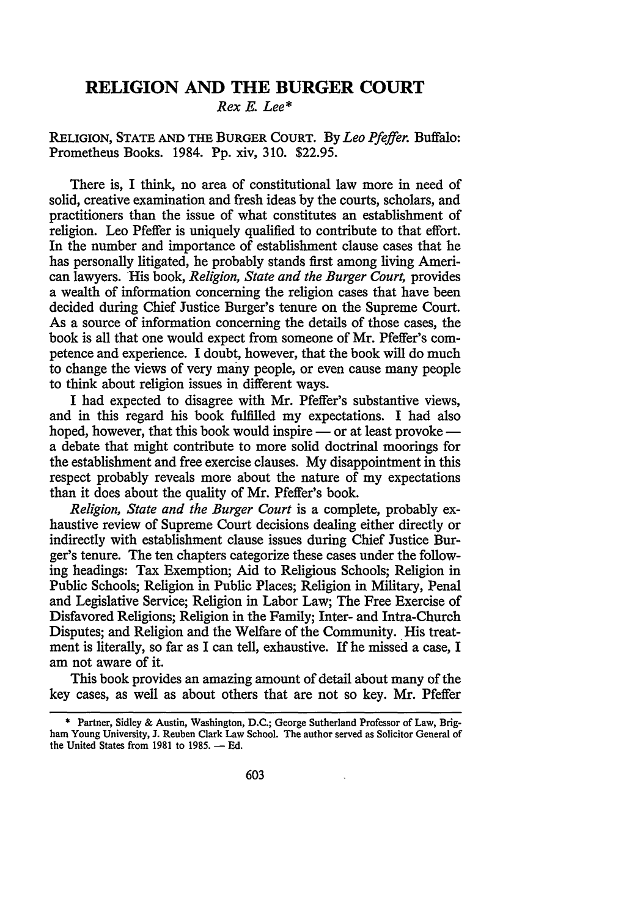# RELIGION AND THE BURGER COURT

*Rex E. Lee**

RELIGION, STATE AND THE BURGER COURT. By *Leo Pfeffer*. Buffalo: Prometheus Books. 1984. Pp. xiv, 310. $22.95.

There is, I think, no area of constitutional law more in need of solid, creative examination and fresh ideas by the courts, scholars, and practitioners than the issue of what constitutes an establishment of religion. Leo Pfeffer is uniquely qualified to contribute to that effort. In the number and importance of establishment clause cases that he has personally litigated, he probably stands first among living American lawyers. His book, *Religion, State and the Burger Court,* provides a wealth of information concerning the religion cases that have been decided during Chief Justice Burger's tenure on the Supreme Court. As a source of information concerning the details of those cases, the book is all that one would expect from someone of Mr. Pfeffer's competence and experience. I doubt, however, that the book will do much to change the views of very many people, or even cause many people to think about religion issues in different ways.

I had expected to disagree with Mr. Pfeffer's substantive views, and in this regard his book fulfilled my expectations. I had also hoped, however, that this book would inspire — or at least provoke — a debate that might contribute to more solid doctrinal moorings for the establishment and free exercise clauses. My disappointment in this respect probably reveals more about the nature of my expectations than it does about the quality of Mr. Pfeffer's book.

*Religion, State and the Burger Court* is a complete, probably exhaustive review of Supreme Court decisions dealing either directly or indirectly with establishment clause issues during Chief Justice Burger's tenure. The ten chapters categorize these cases under the following headings: Tax Exemption; Aid to Religious Schools; Religion in Public Schools; Religion in Public Places; Religion in Military, Penal and Legislative Service; Religion in Labor Law; The Free Exercise of Disfavored Religions; Religion in the Family; Inter- and Intra-Church Disputes; and Religion and the Welfare of the Community. His treatment is literally, so far as I can tell, exhaustive. If he missed a case, I am not aware of it.

This book provides an amazing amount of detail about many of the key cases, as well as about others that are not so key. Mr. Pfeffer

---

\* Partner, Sidley & Austin, Washington, D.C.; George Sutherland Professor of Law, Brigham Young University, J. Reuben Clark Law School. The author served as Solicitor General of the United States from 1981 to 1985. — Ed.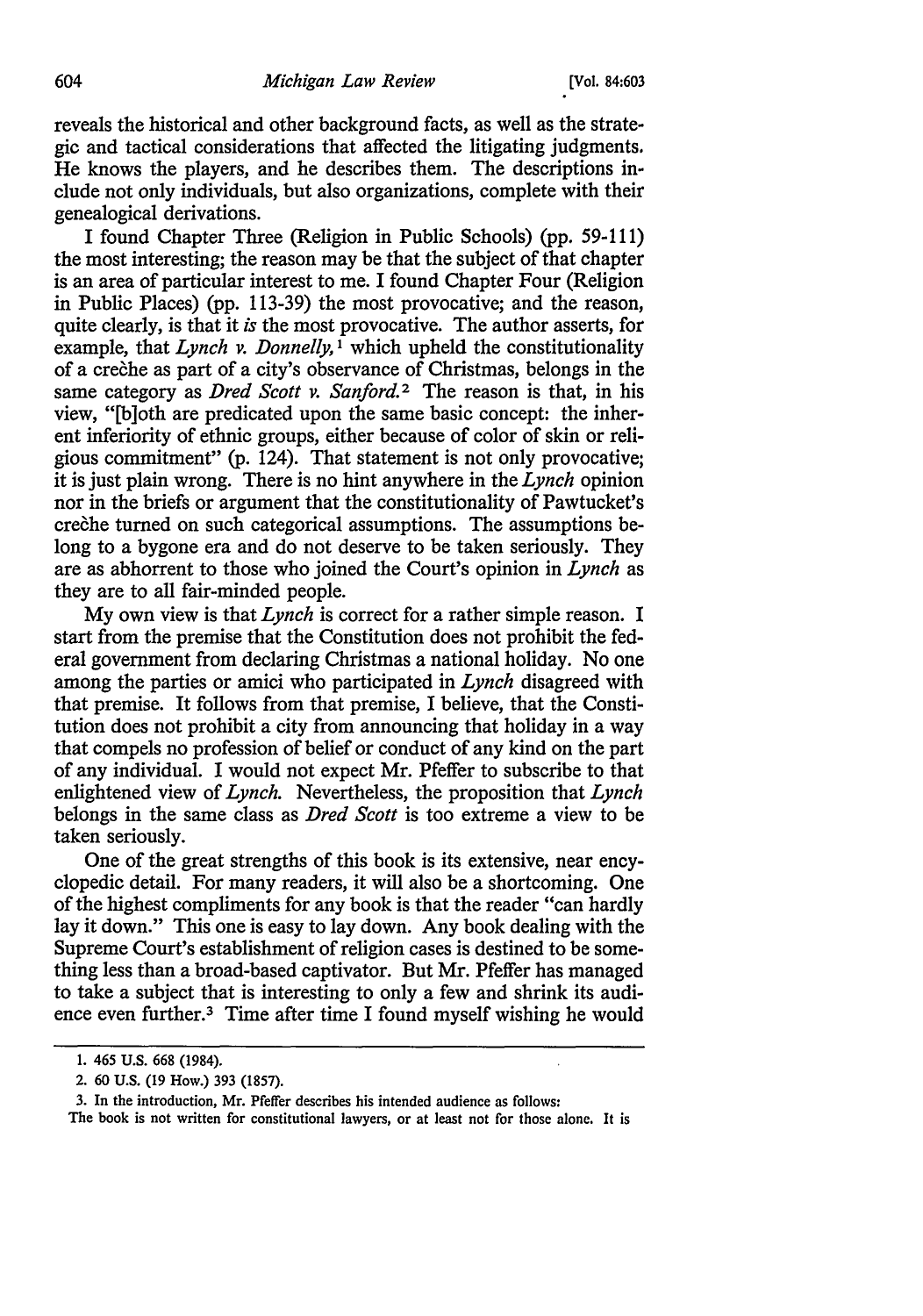reveals the historical and other background facts, as well as the strategic and tactical considerations that affected the litigating judgments. He knows the players, and he describes them. The descriptions include not only individuals, but also organizations, complete with their genealogical derivations.

I found Chapter Three (Religion in Public Schools) (pp. 59-111) the most interesting; the reason may be that the subject of that chapter is an area of particular interest to me. I found Chapter Four (Religion in Public Places) (pp. 113-39) the most provocative; and the reason, quite clearly, is that it *is* the most provocative. The author asserts, for example, that *Lynch v. Donnelly*,[1] which upheld the constitutionality of a crèche as part of a city's observance of Christmas, belongs in the same category as *Dred Scott v. Sanford*.[2] The reason is that, in his view, "[b]oth are predicated upon the same basic concept: the inherent inferiority of ethnic groups, either because of color of skin or religious commitment" (p. 124). That statement is not only provocative; it is just plain wrong. There is no hint anywhere in the *Lynch* opinion nor in the briefs or argument that the constitutionality of Pawtucket's crèche turned on such categorical assumptions. The assumptions belong to a bygone era and do not deserve to be taken seriously. They are as abhorrent to those who joined the Court's opinion in *Lynch* as they are to all fair-minded people.

My own view is that *Lynch* is correct for a rather simple reason. I start from the premise that the Constitution does not prohibit the federal government from declaring Christmas a national holiday. No one among the parties or amici who participated in *Lynch* disagreed with that premise. It follows from that premise, I believe, that the Constitution does not prohibit a city from announcing that holiday in a way that compels no profession of belief or conduct of any kind on the part of any individual. I would not expect Mr. Pfeffer to subscribe to that enlightened view of *Lynch*. Nevertheless, the proposition that *Lynch* belongs in the same class as *Dred Scott* is too extreme a view to be taken seriously.

One of the great strengths of this book is its extensive, near encyclopedic detail. For many readers, it will also be a shortcoming. One of the highest compliments for any book is that the reader "can hardly lay it down." This one is easy to lay down. Any book dealing with the Supreme Court's establishment of religion cases is destined to be something less than a broad-based captivator. But Mr. Pfeffer has managed to take a subject that is interesting to only a few and shrink its audience even further.[3] Time after time I found myself wishing he would

---

1. 465 U.S. 668 (1984).

2. 60 U.S. (19 How.) 393 (1857).

3. In the introduction, Mr. Pfeffer describes his intended audience as follows:

The book is not written for constitutional lawyers, or at least not for those alone. It is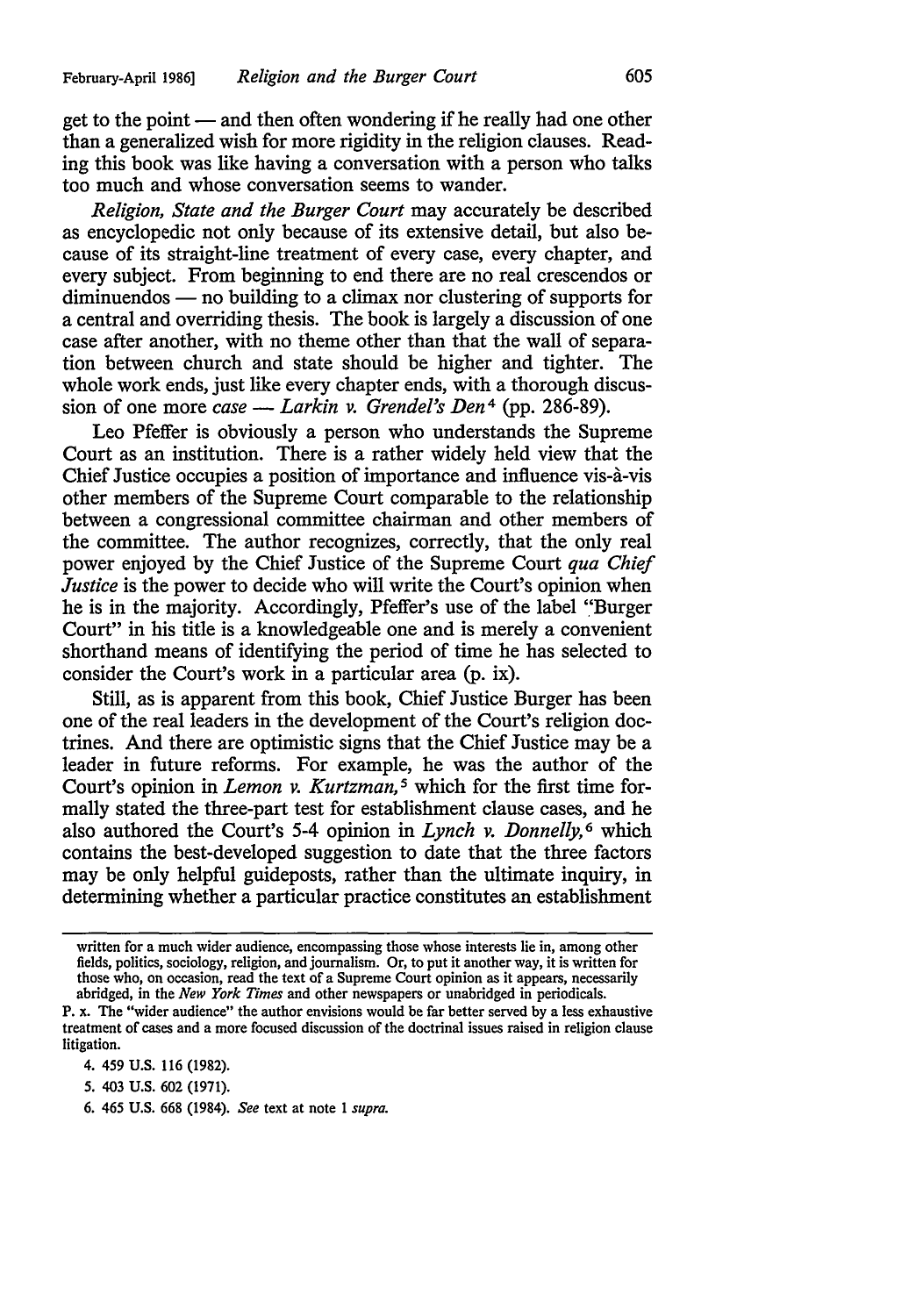get to the point — and then often wondering if he really had one other than a generalized wish for more rigidity in the religion clauses. Reading this book was like having a conversation with a person who talks too much and whose conversation seems to wander.

*Religion, State and the Burger Court* may accurately be described as encyclopedic not only because of its extensive detail, but also because of its straight-line treatment of every case, every chapter, and every subject. From beginning to end there are no real crescendos or diminuendos — no building to a climax nor clustering of supports for a central and overriding thesis. The book is largely a discussion of one case after another, with no theme other than that the wall of separation between church and state should be higher and tighter. The whole work ends, just like every chapter ends, with a thorough discussion of one more *case* — *Larkin v. Grendel's Den*[4] (pp. 286-89).

Leo Pfeffer is obviously a person who understands the Supreme Court as an institution. There is a rather widely held view that the Chief Justice occupies a position of importance and influence vis-à-vis other members of the Supreme Court comparable to the relationship between a congressional committee chairman and other members of the committee. The author recognizes, correctly, that the only real power enjoyed by the Chief Justice of the Supreme Court *qua Chief Justice* is the power to decide who will write the Court's opinion when he is in the majority. Accordingly, Pfeffer's use of the label "Burger Court" in his title is a knowledgeable one and is merely a convenient shorthand means of identifying the period of time he has selected to consider the Court's work in a particular area (p. ix).

Still, as is apparent from this book, Chief Justice Burger has been one of the real leaders in the development of the Court's religion doctrines. And there are optimistic signs that the Chief Justice may be a leader in future reforms. For example, he was the author of the Court's opinion in *Lemon v. Kurtzman*,[5] which for the first time formally stated the three-part test for establishment clause cases, and he also authored the Court's 5-4 opinion in *Lynch v. Donnelly*,[6] which contains the best-developed suggestion to date that the three factors may be only helpful guideposts, rather than the ultimate inquiry, in determining whether a particular practice constitutes an establishment

---

written for a much wider audience, encompassing those whose interests lie in, among other fields, politics, sociology, religion, and journalism. Or, to put it another way, it is written for those who, on occasion, read the text of a Supreme Court opinion as it appears, necessarily abridged, in the *New York Times* and other newspapers or unabridged in periodicals.

P. x. The "wider audience" the author envisions would be far better served by a less exhaustive treatment of cases and a more focused discussion of the doctrinal issues raised in religion clause litigation.

4. 459 U.S. 116 (1982).

5. 403 U.S. 602 (1971).

6. 465 U.S. 668 (1984). *See* text at note 1 *supra*.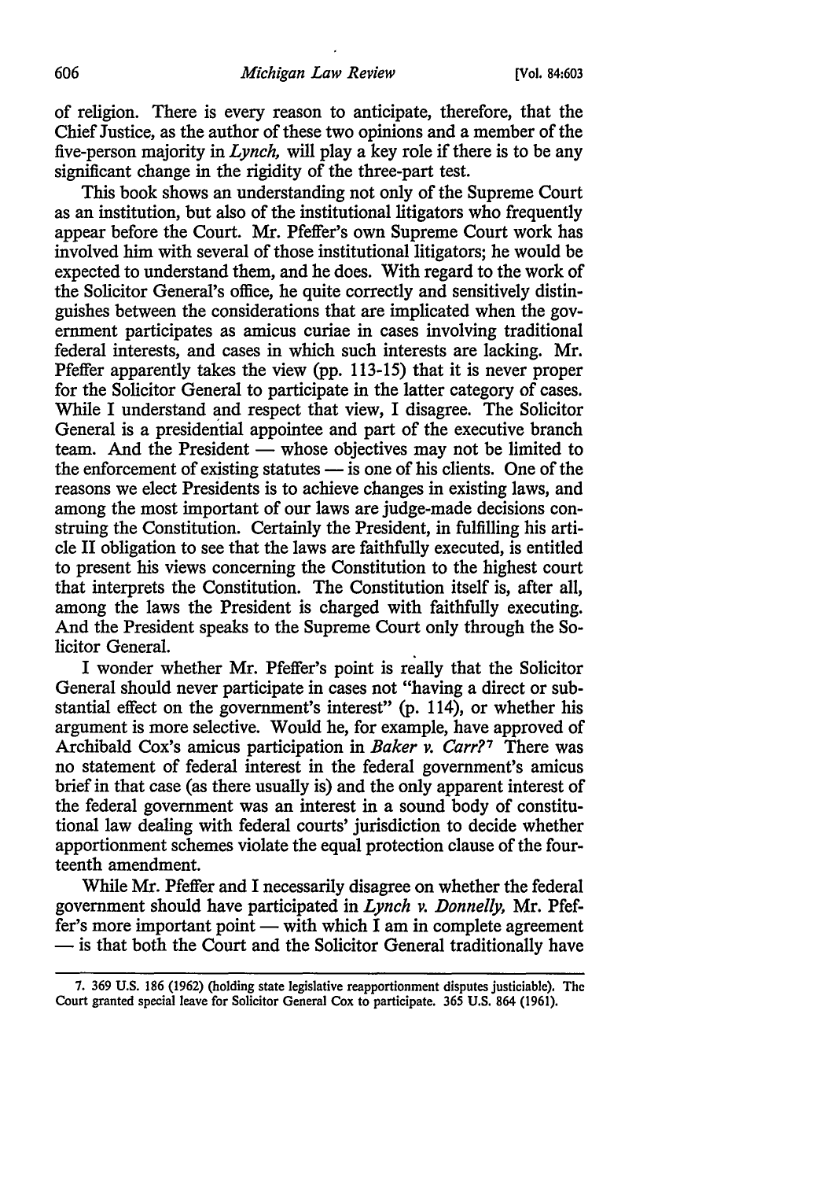of religion. There is every reason to anticipate, therefore, that the Chief Justice, as the author of these two opinions and a member of the five-person majority in *Lynch*, will play a key role if there is to be any significant change in the rigidity of the three-part test.

This book shows an understanding not only of the Supreme Court as an institution, but also of the institutional litigators who frequently appear before the Court. Mr. Pfeffer's own Supreme Court work has involved him with several of those institutional litigators; he would be expected to understand them, and he does. With regard to the work of the Solicitor General's office, he quite correctly and sensitively distinguishes between the considerations that are implicated when the government participates as amicus curiae in cases involving traditional federal interests, and cases in which such interests are lacking. Mr. Pfeffer apparently takes the view (pp. 113-15) that it is never proper for the Solicitor General to participate in the latter category of cases. While I understand and respect that view, I disagree. The Solicitor General is a presidential appointee and part of the executive branch team. And the President — whose objectives may not be limited to the enforcement of existing statutes — is one of his clients. One of the reasons we elect Presidents is to achieve changes in existing laws, and among the most important of our laws are judge-made decisions construing the Constitution. Certainly the President, in fulfilling his article II obligation to see that the laws are faithfully executed, is entitled to present his views concerning the Constitution to the highest court that interprets the Constitution. The Constitution itself is, after all, among the laws the President is charged with faithfully executing. And the President speaks to the Supreme Court only through the Solicitor General.

I wonder whether Mr. Pfeffer's point is really that the Solicitor General should never participate in cases not "having a direct or substantial effect on the government's interest" (p. 114), or whether his argument is more selective. Would he, for example, have approved of Archibald Cox's amicus participation in *Baker v. Carr*?[7] There was no statement of federal interest in the federal government's amicus brief in that case (as there usually is) and the only apparent interest of the federal government was an interest in a sound body of constitutional law dealing with federal courts' jurisdiction to decide whether apportionment schemes violate the equal protection clause of the fourteenth amendment.

While Mr. Pfeffer and I necessarily disagree on whether the federal government should have participated in *Lynch v. Donnelly*, Mr. Pfeffer's more important point — with which I am in complete agreement — is that both the Court and the Solicitor General traditionally have

7. 369 U.S. 186 (1962) (holding state legislative reapportionment disputes justiciable). The Court granted special leave for Solicitor General Cox to participate. 365 U.S. 864 (1961).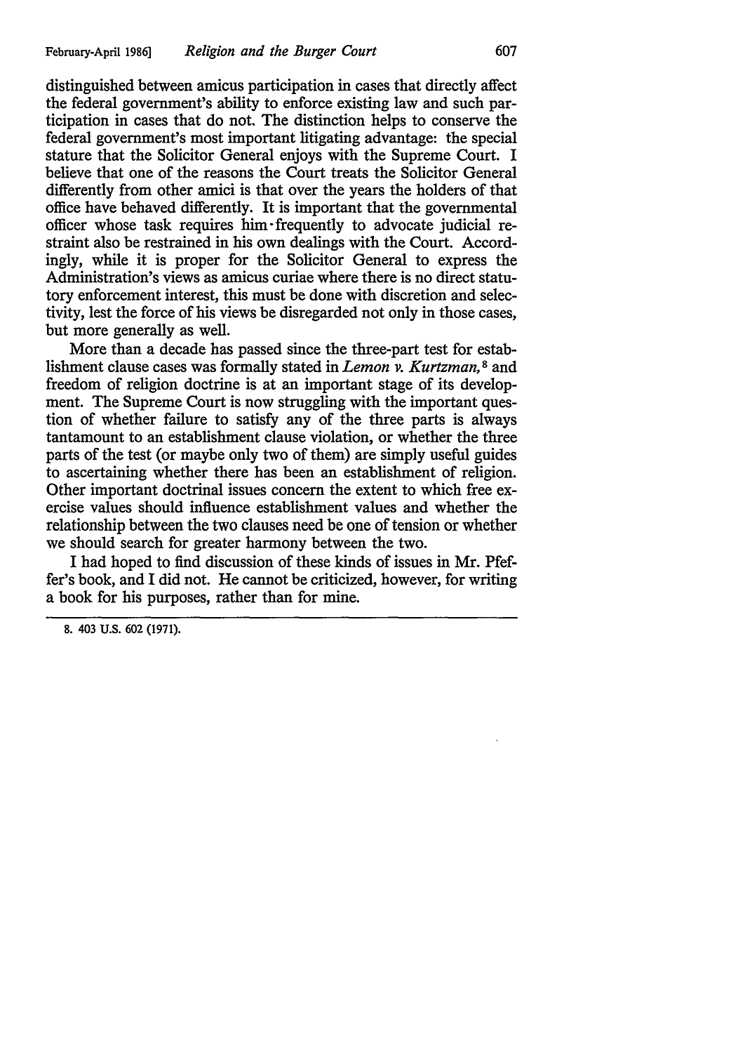distinguished between amicus participation in cases that directly affect the federal government's ability to enforce existing law and such participation in cases that do not. The distinction helps to conserve the federal government's most important litigating advantage: the special stature that the Solicitor General enjoys with the Supreme Court. I believe that one of the reasons the Court treats the Solicitor General differently from other amici is that over the years the holders of that office have behaved differently. It is important that the governmental officer whose task requires him frequently to advocate judicial restraint also be restrained in his own dealings with the Court. Accordingly, while it is proper for the Solicitor General to express the Administration's views as amicus curiae where there is no direct statutory enforcement interest, this must be done with discretion and selectivity, lest the force of his views be disregarded not only in those cases, but more generally as well.

More than a decade has passed since the three-part test for establishment clause cases was formally stated in *Lemon v. Kurtzman,*[8] and freedom of religion doctrine is at an important stage of its development. The Supreme Court is now struggling with the important question of whether failure to satisfy any of the three parts is always tantamount to an establishment clause violation, or whether the three parts of the test (or maybe only two of them) are simply useful guides to ascertaining whether there has been an establishment of religion. Other important doctrinal issues concern the extent to which free exercise values should influence establishment values and whether the relationship between the two clauses need be one of tension or whether we should search for greater harmony between the two.

I had hoped to find discussion of these kinds of issues in Mr. Pfeffer's book, and I did not. He cannot be criticized, however, for writing a book for his purposes, rather than for mine.

---

8. 403 U.S. 602 (1971).